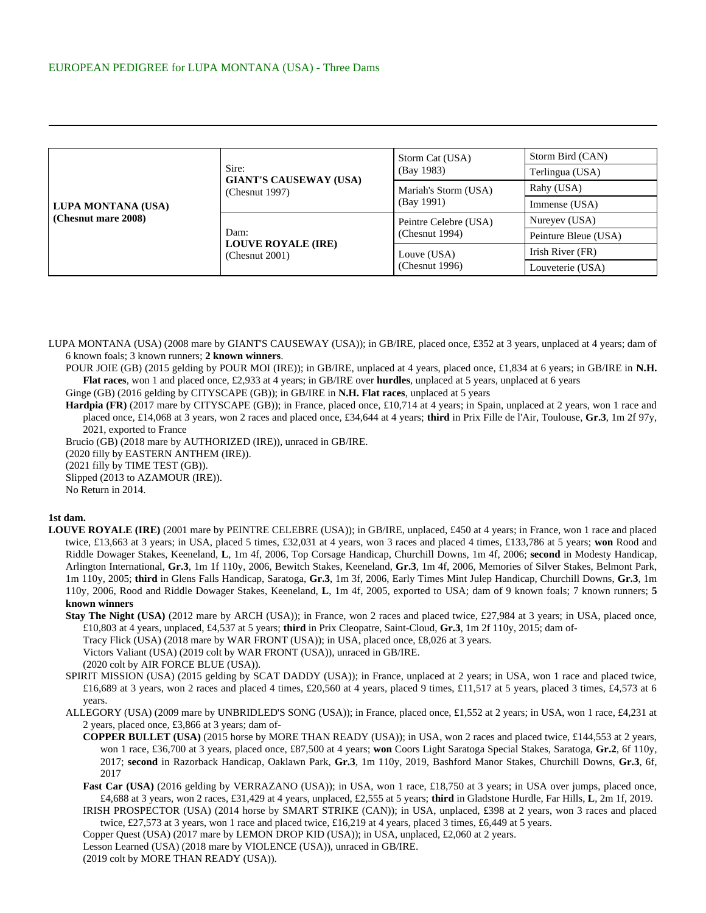EUROPEAN PEDIGREE for LUPA MONTANA (USA) - Three Dams

| | | | |
|---|---|---|---|
| **LUPA MONTANA (USA)** **(Chesnut mare 2008)** | Sire: **GIANT'S CAUSEWAY (USA)** (Chesnut 1997) | Storm Cat (USA) (Bay 1983) | Storm Bird (CAN) |
| | | | Terlingua (USA) |
| | | Mariah's Storm (USA) (Bay 1991) | Rahy (USA) |
| | | | Immense (USA) |
| | Dam: **LOUVE ROYALE (IRE)** (Chesnut 2001) | Peintre Celebre (USA) (Chesnut 1994) | Nureyev (USA) |
| | | | Peinture Bleue (USA) |
| | | Louve (USA) (Chesnut 1996) | Irish River (FR) |
| | | | Louveterie (USA) |

LUPA MONTANA (USA) (2008 mare by GIANT'S CAUSEWAY (USA)); in GB/IRE, placed once, £352 at 3 years, unplaced at 4 years; dam of 6 known foals; 3 known runners; **2 known winners**.

POUR JOIE (GB) (2015 gelding by POUR MOI (IRE)); in GB/IRE, unplaced at 4 years, placed once, £1,834 at 6 years; in GB/IRE in **N.H. Flat races**, won 1 and placed once, £2,933 at 4 years; in GB/IRE over **hurdles**, unplaced at 5 years, unplaced at 6 years

Ginge (GB) (2016 gelding by CITYSCAPE (GB)); in GB/IRE in **N.H. Flat races**, unplaced at 5 years

**Hardpia (FR)** (2017 mare by CITYSCAPE (GB)); in France, placed once, £10,714 at 4 years; in Spain, unplaced at 2 years, won 1 race and placed once, £14,068 at 3 years, won 2 races and placed once, £34,644 at 4 years; **third** in Prix Fille de l'Air, Toulouse, **Gr.3**, 1m 2f 97y, 2021, exported to France

Brucio (GB) (2018 mare by AUTHORIZED (IRE)), unraced in GB/IRE.

(2020 filly by EASTERN ANTHEM (IRE)).

(2021 filly by TIME TEST (GB)).

Slipped (2013 to AZAMOUR (IRE)).

No Return in 2014.

**1st dam.**

**LOUVE ROYALE (IRE)** (2001 mare by PEINTRE CELEBRE (USA)); in GB/IRE, unplaced, £450 at 4 years; in France, won 1 race and placed twice, £13,663 at 3 years; in USA, placed 5 times, £32,031 at 4 years, won 3 races and placed 4 times, £133,786 at 5 years; **won** Rood and Riddle Dowager Stakes, Keeneland, **L**, 1m 4f, 2006, Top Corsage Handicap, Churchill Downs, 1m 4f, 2006; **second** in Modesty Handicap, Arlington International, **Gr.3**, 1m 1f 110y, 2006, Bewitch Stakes, Keeneland, **Gr.3**, 1m 4f, 2006, Memories of Silver Stakes, Belmont Park, 1m 110y, 2005; **third** in Glens Falls Handicap, Saratoga, **Gr.3**, 1m 3f, 2006, Early Times Mint Julep Handicap, Churchill Downs, **Gr.3**, 1m 110y, 2006, Rood and Riddle Dowager Stakes, Keeneland, **L**, 1m 4f, 2005, exported to USA; dam of 9 known foals; 7 known runners; **5 known winners**

**Stay The Night (USA)** (2012 mare by ARCH (USA)); in France, won 2 races and placed twice, £27,984 at 3 years; in USA, placed once, £10,803 at 4 years, unplaced, £4,537 at 5 years; **third** in Prix Cleopatre, Saint-Cloud, **Gr.3**, 1m 2f 110y, 2015; dam of-

Tracy Flick (USA) (2018 mare by WAR FRONT (USA)); in USA, placed once, £8,026 at 3 years.

Victors Valiant (USA) (2019 colt by WAR FRONT (USA)), unraced in GB/IRE.

(2020 colt by AIR FORCE BLUE (USA)).

SPIRIT MISSION (USA) (2015 gelding by SCAT DADDY (USA)); in France, unplaced at 2 years; in USA, won 1 race and placed twice, £16,689 at 3 years, won 2 races and placed 4 times, £20,560 at 4 years, placed 9 times, £11,517 at 5 years, placed 3 times, £4,573 at 6 years.

ALLEGORY (USA) (2009 mare by UNBRIDLED'S SONG (USA)); in France, placed once, £1,552 at 2 years; in USA, won 1 race, £4,231 at 2 years, placed once, £3,866 at 3 years; dam of-

**COPPER BULLET (USA)** (2015 horse by MORE THAN READY (USA)); in USA, won 2 races and placed twice, £144,553 at 2 years, won 1 race, £36,700 at 3 years, placed once, £87,500 at 4 years; **won** Coors Light Saratoga Special Stakes, Saratoga, **Gr.2**, 6f 110y, 2017; **second** in Razorback Handicap, Oaklawn Park, **Gr.3**, 1m 110y, 2019, Bashford Manor Stakes, Churchill Downs, **Gr.3**, 6f, 2017

**Fast Car (USA)** (2016 gelding by VERRAZANO (USA)); in USA, won 1 race, £18,750 at 3 years; in USA over jumps, placed once, £4,688 at 3 years, won 2 races, £31,429 at 4 years, unplaced, £2,555 at 5 years; **third** in Gladstone Hurdle, Far Hills, **L**, 2m 1f, 2019.

IRISH PROSPECTOR (USA) (2014 horse by SMART STRIKE (CAN)); in USA, unplaced, £398 at 2 years, won 3 races and placed twice, £27,573 at 3 years, won 1 race and placed twice, £16,219 at 4 years, placed 3 times, £6,449 at 5 years.

Copper Quest (USA) (2017 mare by LEMON DROP KID (USA)); in USA, unplaced, £2,060 at 2 years.

Lesson Learned (USA) (2018 mare by VIOLENCE (USA)), unraced in GB/IRE.

(2019 colt by MORE THAN READY (USA)).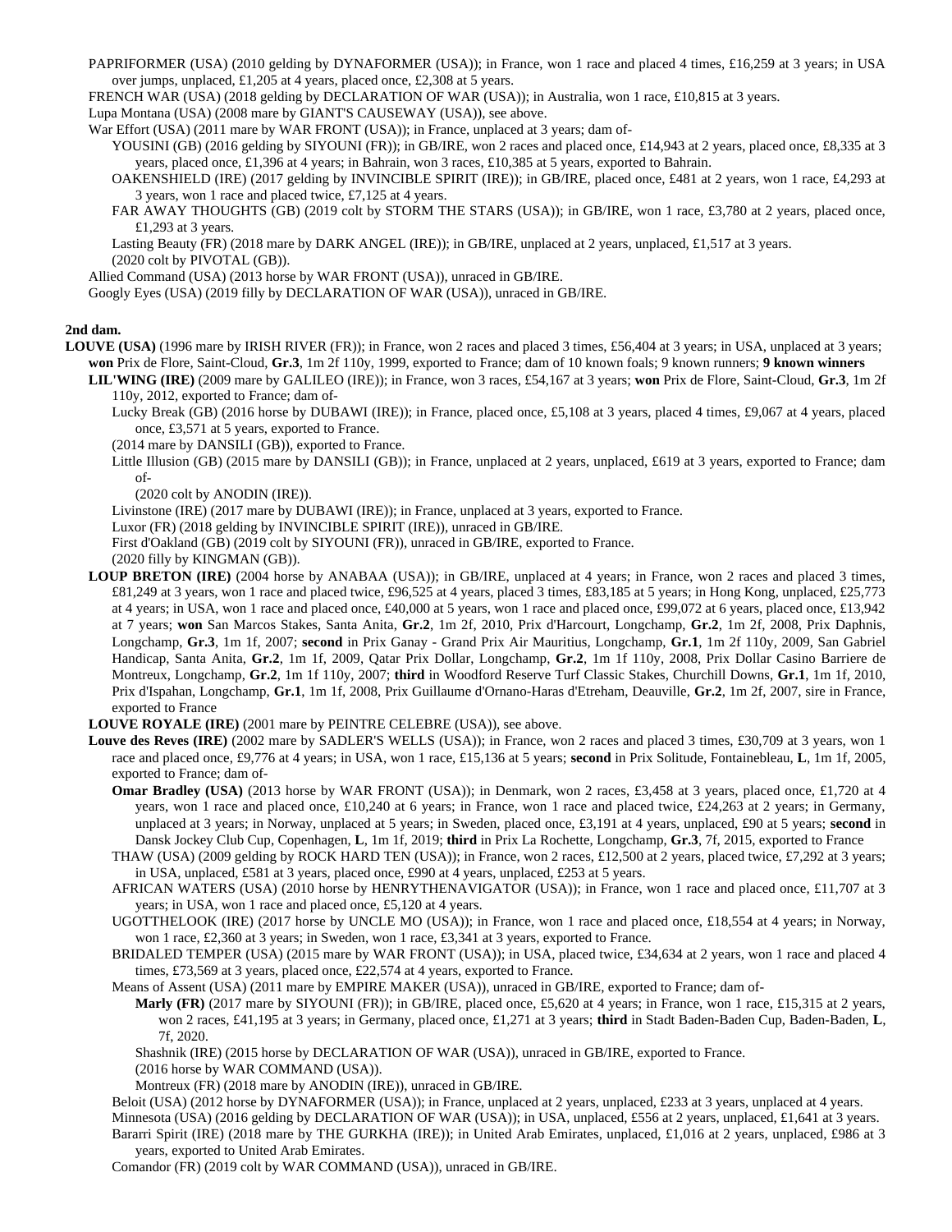PAPRIFORMER (USA) (2010 gelding by DYNAFORMER (USA)); in France, won 1 race and placed 4 times, £16,259 at 3 years; in USA over jumps, unplaced, £1,205 at 4 years, placed once, £2,308 at 5 years.

FRENCH WAR (USA) (2018 gelding by DECLARATION OF WAR (USA)); in Australia, won 1 race, £10,815 at 3 years.

Lupa Montana (USA) (2008 mare by GIANT'S CAUSEWAY (USA)), see above.

War Effort (USA) (2011 mare by WAR FRONT (USA)); in France, unplaced at 3 years; dam of-

YOUSINI (GB) (2016 gelding by SIYOUNI (FR)); in GB/IRE, won 2 races and placed once, £14,943 at 2 years, placed once, £8,335 at 3 years, placed once, £1,396 at 4 years; in Bahrain, won 3 races, £10,385 at 5 years, exported to Bahrain.

OAKENSHIELD (IRE) (2017 gelding by INVINCIBLE SPIRIT (IRE)); in GB/IRE, placed once, £481 at 2 years, won 1 race, £4,293 at 3 years, won 1 race and placed twice, £7,125 at 4 years.

FAR AWAY THOUGHTS (GB) (2019 colt by STORM THE STARS (USA)); in GB/IRE, won 1 race, £3,780 at 2 years, placed once, £1,293 at 3 years.

Lasting Beauty (FR) (2018 mare by DARK ANGEL (IRE)); in GB/IRE, unplaced at 2 years, unplaced, £1,517 at 3 years.

(2020 colt by PIVOTAL (GB)).

Allied Command (USA) (2013 horse by WAR FRONT (USA)), unraced in GB/IRE.

Googly Eyes (USA) (2019 filly by DECLARATION OF WAR (USA)), unraced in GB/IRE.

**2nd dam.**

**LOUVE (USA)** (1996 mare by IRISH RIVER (FR)); in France, won 2 races and placed 3 times, £56,404 at 3 years; in USA, unplaced at 3 years; **won** Prix de Flore, Saint-Cloud, **Gr.3**, 1m 2f 110y, 1999, exported to France; dam of 10 known foals; 9 known runners; **9 known winners**

**LIL'WING (IRE)** (2009 mare by GALILEO (IRE)); in France, won 3 races, £54,167 at 3 years; **won** Prix de Flore, Saint-Cloud, **Gr.3**, 1m 2f 110y, 2012, exported to France; dam of-

Lucky Break (GB) (2016 horse by DUBAWI (IRE)); in France, placed once, £5,108 at 3 years, placed 4 times, £9,067 at 4 years, placed once, £3,571 at 5 years, exported to France.

(2014 mare by DANSILI (GB)), exported to France.

Little Illusion (GB) (2015 mare by DANSILI (GB)); in France, unplaced at 2 years, unplaced, £619 at 3 years, exported to France; dam of-

(2020 colt by ANODIN (IRE)).

Livinstone (IRE) (2017 mare by DUBAWI (IRE)); in France, unplaced at 3 years, exported to France.

Luxor (FR) (2018 gelding by INVINCIBLE SPIRIT (IRE)), unraced in GB/IRE.

First d'Oakland (GB) (2019 colt by SIYOUNI (FR)), unraced in GB/IRE, exported to France.

(2020 filly by KINGMAN (GB)).

**LOUP BRETON (IRE)** (2004 horse by ANABAA (USA)); in GB/IRE, unplaced at 4 years; in France, won 2 races and placed 3 times, £81,249 at 3 years, won 1 race and placed twice, £96,525 at 4 years, placed 3 times, £83,185 at 5 years; in Hong Kong, unplaced, £25,773 at 4 years; in USA, won 1 race and placed once, £40,000 at 5 years, won 1 race and placed once, £99,072 at 6 years, placed once, £13,942 at 7 years; **won** San Marcos Stakes, Santa Anita, **Gr.2**, 1m 2f, 2010, Prix d'Harcourt, Longchamp, **Gr.2**, 1m 2f, 2008, Prix Daphnis, Longchamp, **Gr.3**, 1m 1f, 2007; **second** in Prix Ganay - Grand Prix Air Mauritius, Longchamp, **Gr.1**, 1m 2f 110y, 2009, San Gabriel Handicap, Santa Anita, **Gr.2**, 1m 1f, 2009, Qatar Prix Dollar, Longchamp, **Gr.2**, 1m 1f 110y, 2008, Prix Dollar Casino Barriere de Montreux, Longchamp, **Gr.2**, 1m 1f 110y, 2007; **third** in Woodford Reserve Turf Classic Stakes, Churchill Downs, **Gr.1**, 1m 1f, 2010, Prix d'Ispahan, Longchamp, **Gr.1**, 1m 1f, 2008, Prix Guillaume d'Ornano-Haras d'Etreham, Deauville, **Gr.2**, 1m 2f, 2007, sire in France, exported to France

**LOUVE ROYALE (IRE)** (2001 mare by PEINTRE CELEBRE (USA)), see above.

**Louve des Reves (IRE)** (2002 mare by SADLER'S WELLS (USA)); in France, won 2 races and placed 3 times, £30,709 at 3 years, won 1 race and placed once, £9,776 at 4 years; in USA, won 1 race, £15,136 at 5 years; **second** in Prix Solitude, Fontainebleau, **L**, 1m 1f, 2005, exported to France; dam of-

**Omar Bradley (USA)** (2013 horse by WAR FRONT (USA)); in Denmark, won 2 races, £3,458 at 3 years, placed once, £1,720 at 4 years, won 1 race and placed once, £10,240 at 6 years; in France, won 1 race and placed twice, £24,263 at 2 years; in Germany, unplaced at 3 years; in Norway, unplaced at 5 years; in Sweden, placed once, £3,191 at 4 years, unplaced, £90 at 5 years; **second** in Dansk Jockey Club Cup, Copenhagen, **L**, 1m 1f, 2019; **third** in Prix La Rochette, Longchamp, **Gr.3**, 7f, 2015, exported to France

THAW (USA) (2009 gelding by ROCK HARD TEN (USA)); in France, won 2 races, £12,500 at 2 years, placed twice, £7,292 at 3 years; in USA, unplaced, £581 at 3 years, placed once, £990 at 4 years, unplaced, £253 at 5 years.

AFRICAN WATERS (USA) (2010 horse by HENRYTHENAVIGATOR (USA)); in France, won 1 race and placed once, £11,707 at 3 years; in USA, won 1 race and placed once, £5,120 at 4 years.

UGOTTHELOOK (IRE) (2017 horse by UNCLE MO (USA)); in France, won 1 race and placed once, £18,554 at 4 years; in Norway, won 1 race, £2,360 at 3 years; in Sweden, won 1 race, £3,341 at 3 years, exported to France.

BRIDALED TEMPER (USA) (2015 mare by WAR FRONT (USA)); in USA, placed twice, £34,634 at 2 years, won 1 race and placed 4 times, £73,569 at 3 years, placed once, £22,574 at 4 years, exported to France.

Means of Assent (USA) (2011 mare by EMPIRE MAKER (USA)), unraced in GB/IRE, exported to France; dam of-

**Marly (FR)** (2017 mare by SIYOUNI (FR)); in GB/IRE, placed once, £5,620 at 4 years; in France, won 1 race, £15,315 at 2 years, won 2 races, £41,195 at 3 years; in Germany, placed once, £1,271 at 3 years; **third** in Stadt Baden-Baden Cup, Baden-Baden, **L**, 7f, 2020.

Shashnik (IRE) (2015 horse by DECLARATION OF WAR (USA)), unraced in GB/IRE, exported to France.

(2016 horse by WAR COMMAND (USA)).

Montreux (FR) (2018 mare by ANODIN (IRE)), unraced in GB/IRE.

Beloit (USA) (2012 horse by DYNAFORMER (USA)); in France, unplaced at 2 years, unplaced, £233 at 3 years, unplaced at 4 years.

Minnesota (USA) (2016 gelding by DECLARATION OF WAR (USA)); in USA, unplaced, £556 at 2 years, unplaced, £1,641 at 3 years.

Bararri Spirit (IRE) (2018 mare by THE GURKHA (IRE)); in United Arab Emirates, unplaced, £1,016 at 2 years, unplaced, £986 at 3 years, exported to United Arab Emirates.

Comandor (FR) (2019 colt by WAR COMMAND (USA)), unraced in GB/IRE.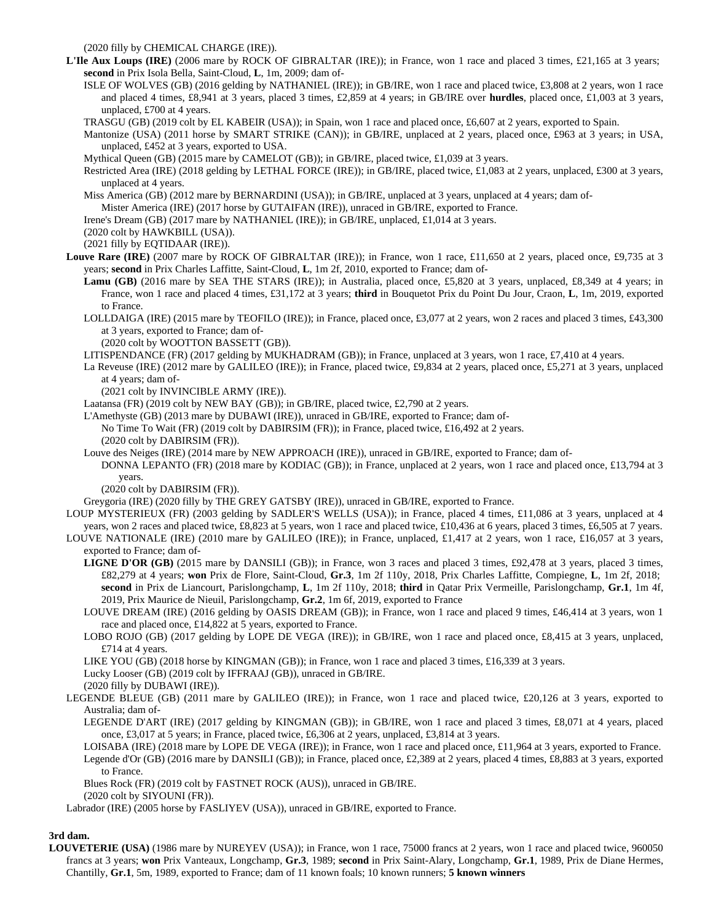(2020 filly by CHEMICAL CHARGE (IRE)).

**L'Ile Aux Loups (IRE)** (2006 mare by ROCK OF GIBRALTAR (IRE)); in France, won 1 race and placed 3 times, £21,165 at 3 years; **second** in Prix Isola Bella, Saint-Cloud, **L**, 1m, 2009; dam of-

ISLE OF WOLVES (GB) (2016 gelding by NATHANIEL (IRE)); in GB/IRE, won 1 race and placed twice, £3,808 at 2 years, won 1 race and placed 4 times, £8,941 at 3 years, placed 3 times, £2,859 at 4 years; in GB/IRE over **hurdles**, placed once, £1,003 at 3 years, unplaced, £700 at 4 years.

TRASGU (GB) (2019 colt by EL KABEIR (USA)); in Spain, won 1 race and placed once, £6,607 at 2 years, exported to Spain.

Mantonize (USA) (2011 horse by SMART STRIKE (CAN)); in GB/IRE, unplaced at 2 years, placed once, £963 at 3 years; in USA, unplaced, £452 at 3 years, exported to USA.

Mythical Queen (GB) (2015 mare by CAMELOT (GB)); in GB/IRE, placed twice, £1,039 at 3 years.

Restricted Area (IRE) (2018 gelding by LETHAL FORCE (IRE)); in GB/IRE, placed twice, £1,083 at 2 years, unplaced, £300 at 3 years, unplaced at 4 years.

Miss America (GB) (2012 mare by BERNARDINI (USA)); in GB/IRE, unplaced at 3 years, unplaced at 4 years; dam of-

Mister America (IRE) (2017 horse by GUTAIFAN (IRE)), unraced in GB/IRE, exported to France.

Irene's Dream (GB) (2017 mare by NATHANIEL (IRE)); in GB/IRE, unplaced, £1,014 at 3 years.

(2020 colt by HAWKBILL (USA)).

(2021 filly by EQTIDAAR (IRE)).

**Louve Rare (IRE)** (2007 mare by ROCK OF GIBRALTAR (IRE)); in France, won 1 race, £11,650 at 2 years, placed once, £9,735 at 3 years; **second** in Prix Charles Laffitte, Saint-Cloud, **L**, 1m 2f, 2010, exported to France; dam of-

**Lamu (GB)** (2016 mare by SEA THE STARS (IRE)); in Australia, placed once, £5,820 at 3 years, unplaced, £8,349 at 4 years; in France, won 1 race and placed 4 times, £31,172 at 3 years; **third** in Bouquetot Prix du Point Du Jour, Craon, **L**, 1m, 2019, exported to France.

LOLLDAIGA (IRE) (2015 mare by TEOFILO (IRE)); in France, placed once, £3,077 at 2 years, won 2 races and placed 3 times, £43,300 at 3 years, exported to France; dam of-

(2020 colt by WOOTTON BASSETT (GB)).

LITISPENDANCE (FR) (2017 gelding by MUKHADRAM (GB)); in France, unplaced at 3 years, won 1 race, £7,410 at 4 years.

La Reveuse (IRE) (2012 mare by GALILEO (IRE)); in France, placed twice, £9,834 at 2 years, placed once, £5,271 at 3 years, unplaced at 4 years; dam of-

(2021 colt by INVINCIBLE ARMY (IRE)).

Laatansa (FR) (2019 colt by NEW BAY (GB)); in GB/IRE, placed twice, £2,790 at 2 years.

L'Amethyste (GB) (2013 mare by DUBAWI (IRE)), unraced in GB/IRE, exported to France; dam of-

No Time To Wait (FR) (2019 colt by DABIRSIM (FR)); in France, placed twice, £16,492 at 2 years.

(2020 colt by DABIRSIM (FR)).

Louve des Neiges (IRE) (2014 mare by NEW APPROACH (IRE)), unraced in GB/IRE, exported to France; dam of-

DONNA LEPANTO (FR) (2018 mare by KODIAC (GB)); in France, unplaced at 2 years, won 1 race and placed once, £13,794 at 3 years.

(2020 colt by DABIRSIM (FR)).

Greygoria (IRE) (2020 filly by THE GREY GATSBY (IRE)), unraced in GB/IRE, exported to France.

LOUP MYSTERIEUX (FR) (2003 gelding by SADLER'S WELLS (USA)); in France, placed 4 times, £11,086 at 3 years, unplaced at 4 years, won 2 races and placed twice, £8,823 at 5 years, won 1 race and placed twice, £10,436 at 6 years, placed 3 times, £6,505 at 7 years.

LOUVE NATIONALE (IRE) (2010 mare by GALILEO (IRE)); in France, unplaced, £1,417 at 2 years, won 1 race, £16,057 at 3 years, exported to France; dam of-

**LIGNE D'OR (GB)** (2015 mare by DANSILI (GB)); in France, won 3 races and placed 3 times, £92,478 at 3 years, placed 3 times, £82,279 at 4 years; **won** Prix de Flore, Saint-Cloud, **Gr.3**, 1m 2f 110y, 2018, Prix Charles Laffitte, Compiegne, **L**, 1m 2f, 2018; **second** in Prix de Liancourt, Parislongchamp, **L**, 1m 2f 110y, 2018; **third** in Qatar Prix Vermeille, Parislongchamp, **Gr.1**, 1m 4f, 2019, Prix Maurice de Nieuil, Parislongchamp, **Gr.2**, 1m 6f, 2019, exported to France

LOUVE DREAM (IRE) (2016 gelding by OASIS DREAM (GB)); in France, won 1 race and placed 9 times, £46,414 at 3 years, won 1 race and placed once, £14,822 at 5 years, exported to France.

LOBO ROJO (GB) (2017 gelding by LOPE DE VEGA (IRE)); in GB/IRE, won 1 race and placed once, £8,415 at 3 years, unplaced, £714 at 4 years.

LIKE YOU (GB) (2018 horse by KINGMAN (GB)); in France, won 1 race and placed 3 times, £16,339 at 3 years.

Lucky Looser (GB) (2019 colt by IFFRAAJ (GB)), unraced in GB/IRE.

(2020 filly by DUBAWI (IRE)).

LEGENDE BLEUE (GB) (2011 mare by GALILEO (IRE)); in France, won 1 race and placed twice, £20,126 at 3 years, exported to Australia; dam of-

LEGENDE D'ART (IRE) (2017 gelding by KINGMAN (GB)); in GB/IRE, won 1 race and placed 3 times, £8,071 at 4 years, placed once, £3,017 at 5 years; in France, placed twice, £6,306 at 2 years, unplaced, £3,814 at 3 years.

LOISABA (IRE) (2018 mare by LOPE DE VEGA (IRE)); in France, won 1 race and placed once, £11,964 at 3 years, exported to France.

Legende d'Or (GB) (2016 mare by DANSILI (GB)); in France, placed once, £2,389 at 2 years, placed 4 times, £8,883 at 3 years, exported to France.

Blues Rock (FR) (2019 colt by FASTNET ROCK (AUS)), unraced in GB/IRE.

(2020 colt by SIYOUNI (FR)).

Labrador (IRE) (2005 horse by FASLIYEV (USA)), unraced in GB/IRE, exported to France.

**3rd dam.**

**LOUVETERIE (USA)** (1986 mare by NUREYEV (USA)); in France, won 1 race, 75000 francs at 2 years, won 1 race and placed twice, 960050 francs at 3 years; **won** Prix Vanteaux, Longchamp, **Gr.3**, 1989; **second** in Prix Saint-Alary, Longchamp, **Gr.1**, 1989, Prix de Diane Hermes, Chantilly, **Gr.1**, 5m, 1989, exported to France; dam of 11 known foals; 10 known runners; **5 known winners**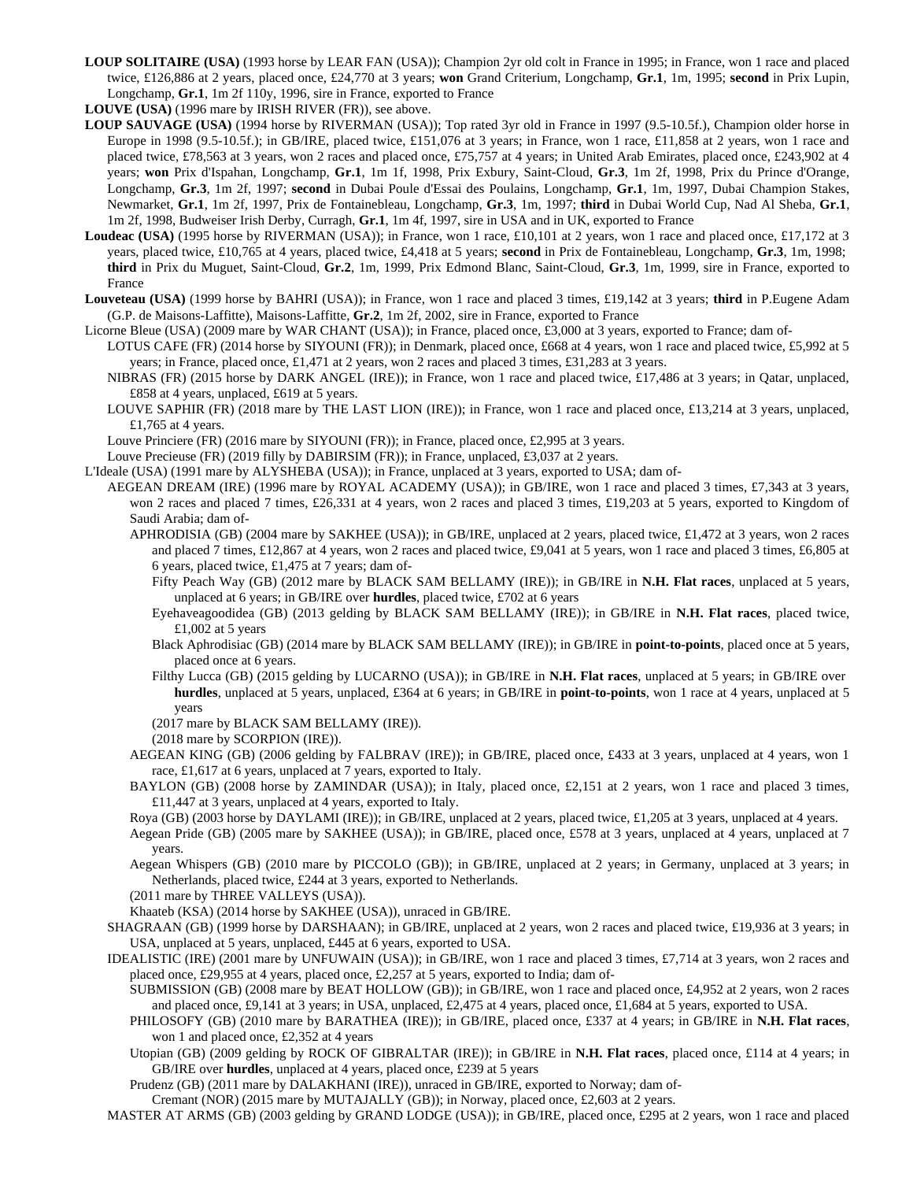**LOUP SOLITAIRE (USA)** (1993 horse by LEAR FAN (USA)); Champion 2yr old colt in France in 1995; in France, won 1 race and placed twice, £126,886 at 2 years, placed once, £24,770 at 3 years; **won** Grand Criterium, Longchamp, **Gr.1**, 1m, 1995; **second** in Prix Lupin, Longchamp, **Gr.1**, 1m 2f 110y, 1996, sire in France, exported to France

**LOUVE (USA)** (1996 mare by IRISH RIVER (FR)), see above.

**LOUP SAUVAGE (USA)** (1994 horse by RIVERMAN (USA)); Top rated 3yr old in France in 1997 (9.5-10.5f.), Champion older horse in Europe in 1998 (9.5-10.5f.); in GB/IRE, placed twice, £151,076 at 3 years; in France, won 1 race, £11,858 at 2 years, won 1 race and placed twice, £78,563 at 3 years, won 2 races and placed once, £75,757 at 4 years; in United Arab Emirates, placed once, £243,902 at 4 years; **won** Prix d'Ispahan, Longchamp, **Gr.1**, 1m 1f, 1998, Prix Exbury, Saint-Cloud, **Gr.3**, 1m 2f, 1998, Prix du Prince d'Orange, Longchamp, **Gr.3**, 1m 2f, 1997; **second** in Dubai Poule d'Essai des Poulains, Longchamp, **Gr.1**, 1m, 1997, Dubai Champion Stakes, Newmarket, **Gr.1**, 1m 2f, 1997, Prix de Fontainebleau, Longchamp, **Gr.3**, 1m, 1997; **third** in Dubai World Cup, Nad Al Sheba, **Gr.1**, 1m 2f, 1998, Budweiser Irish Derby, Curragh, **Gr.1**, 1m 4f, 1997, sire in USA and in UK, exported to France

**Loudeac (USA)** (1995 horse by RIVERMAN (USA)); in France, won 1 race, £10,101 at 2 years, won 1 race and placed once, £17,172 at 3 years, placed twice, £10,765 at 4 years, placed twice, £4,418 at 5 years; **second** in Prix de Fontainebleau, Longchamp, **Gr.3**, 1m, 1998; **third** in Prix du Muguet, Saint-Cloud, **Gr.2**, 1m, 1999, Prix Edmond Blanc, Saint-Cloud, **Gr.3**, 1m, 1999, sire in France, exported to France

**Louveteau (USA)** (1999 horse by BAHRI (USA)); in France, won 1 race and placed 3 times, £19,142 at 3 years; **third** in P.Eugene Adam (G.P. de Maisons-Laffitte), Maisons-Laffitte, **Gr.2**, 1m 2f, 2002, sire in France, exported to France

Licorne Bleue (USA) (2009 mare by WAR CHANT (USA)); in France, placed once, £3,000 at 3 years, exported to France; dam of-

- LOTUS CAFE (FR) (2014 horse by SIYOUNI (FR)); in Denmark, placed once, £668 at 4 years, won 1 race and placed twice, £5,992 at 5 years; in France, placed once, £1,471 at 2 years, won 2 races and placed 3 times, £31,283 at 3 years.
- NIBRAS (FR) (2015 horse by DARK ANGEL (IRE)); in France, won 1 race and placed twice, £17,486 at 3 years; in Qatar, unplaced, £858 at 4 years, unplaced, £619 at 5 years.
- LOUVE SAPHIR (FR) (2018 mare by THE LAST LION (IRE)); in France, won 1 race and placed once, £13,214 at 3 years, unplaced, £1,765 at 4 years.
- Louve Princiere (FR) (2016 mare by SIYOUNI (FR)); in France, placed once, £2,995 at 3 years.
- Louve Precieuse (FR) (2019 filly by DABIRSIM (FR)); in France, unplaced, £3,037 at 2 years.

L'Ideale (USA) (1991 mare by ALYSHEBA (USA)); in France, unplaced at 3 years, exported to USA; dam of-

- AEGEAN DREAM (IRE) (1996 mare by ROYAL ACADEMY (USA)); in GB/IRE, won 1 race and placed 3 times, £7,343 at 3 years, won 2 races and placed 7 times, £26,331 at 4 years, won 2 races and placed 3 times, £19,203 at 5 years, exported to Kingdom of Saudi Arabia; dam of-
  - APHRODISIA (GB) (2004 mare by SAKHEE (USA)); in GB/IRE, unplaced at 2 years, placed twice, £1,472 at 3 years, won 2 races and placed 7 times, £12,867 at 4 years, won 2 races and placed twice, £9,041 at 5 years, won 1 race and placed 3 times, £6,805 at 6 years, placed twice, £1,475 at 7 years; dam of-
    - Fifty Peach Way (GB) (2012 mare by BLACK SAM BELLAMY (IRE)); in GB/IRE in **N.H. Flat races**, unplaced at 5 years, unplaced at 6 years; in GB/IRE over **hurdles**, placed twice, £702 at 6 years
    - Eyehaveagoodidea (GB) (2013 gelding by BLACK SAM BELLAMY (IRE)); in GB/IRE in **N.H. Flat races**, placed twice, £1,002 at 5 years
    - Black Aphrodisiac (GB) (2014 mare by BLACK SAM BELLAMY (IRE)); in GB/IRE in **point-to-points**, placed once at 5 years, placed once at 6 years.
    - Filthy Lucca (GB) (2015 gelding by LUCARNO (USA)); in GB/IRE in **N.H. Flat races**, unplaced at 5 years; in GB/IRE over **hurdles**, unplaced at 5 years, unplaced, £364 at 6 years; in GB/IRE in **point-to-points**, won 1 race at 4 years, unplaced at 5 years
    - (2017 mare by BLACK SAM BELLAMY (IRE)).
    - (2018 mare by SCORPION (IRE)).
  - AEGEAN KING (GB) (2006 gelding by FALBRAV (IRE)); in GB/IRE, placed once, £433 at 3 years, unplaced at 4 years, won 1 race, £1,617 at 6 years, unplaced at 7 years, exported to Italy.
  - BAYLON (GB) (2008 horse by ZAMINDAR (USA)); in Italy, placed once, £2,151 at 2 years, won 1 race and placed 3 times, £11,447 at 3 years, unplaced at 4 years, exported to Italy.
  - Roya (GB) (2003 horse by DAYLAMI (IRE)); in GB/IRE, unplaced at 2 years, placed twice, £1,205 at 3 years, unplaced at 4 years.
  - Aegean Pride (GB) (2005 mare by SAKHEE (USA)); in GB/IRE, placed once, £578 at 3 years, unplaced at 4 years, unplaced at 7 years.
  - Aegean Whispers (GB) (2010 mare by PICCOLO (GB)); in GB/IRE, unplaced at 2 years; in Germany, unplaced at 3 years; in Netherlands, placed twice, £244 at 3 years, exported to Netherlands.
  - (2011 mare by THREE VALLEYS (USA)).
  - Khaateb (KSA) (2014 horse by SAKHEE (USA)), unraced in GB/IRE.
- SHAGRAAN (GB) (1999 horse by DARSHAAN); in GB/IRE, unplaced at 2 years, won 2 races and placed twice, £19,936 at 3 years; in USA, unplaced at 5 years, unplaced, £445 at 6 years, exported to USA.
- IDEALISTIC (IRE) (2001 mare by UNFUWAIN (USA)); in GB/IRE, won 1 race and placed 3 times, £7,714 at 3 years, won 2 races and placed once, £29,955 at 4 years, placed once, £2,257 at 5 years, exported to India; dam of-
  - SUBMISSION (GB) (2008 mare by BEAT HOLLOW (GB)); in GB/IRE, won 1 race and placed once, £4,952 at 2 years, won 2 races and placed once, £9,141 at 3 years; in USA, unplaced, £2,475 at 4 years, placed once, £1,684 at 5 years, exported to USA.
  - PHILOSOFY (GB) (2010 mare by BARATHEA (IRE)); in GB/IRE, placed once, £337 at 4 years; in GB/IRE in **N.H. Flat races**, won 1 and placed once, £2,352 at 4 years
  - Utopian (GB) (2009 gelding by ROCK OF GIBRALTAR (IRE)); in GB/IRE in **N.H. Flat races**, placed once, £114 at 4 years; in GB/IRE over **hurdles**, unplaced at 4 years, placed once, £239 at 5 years
  - Prudenz (GB) (2011 mare by DALAKHANI (IRE)), unraced in GB/IRE, exported to Norway; dam of-
    - Cremant (NOR) (2015 mare by MUTAJALLY (GB)); in Norway, placed once, £2,603 at 2 years.
- MASTER AT ARMS (GB) (2003 gelding by GRAND LODGE (USA)); in GB/IRE, placed once, £295 at 2 years, won 1 race and placed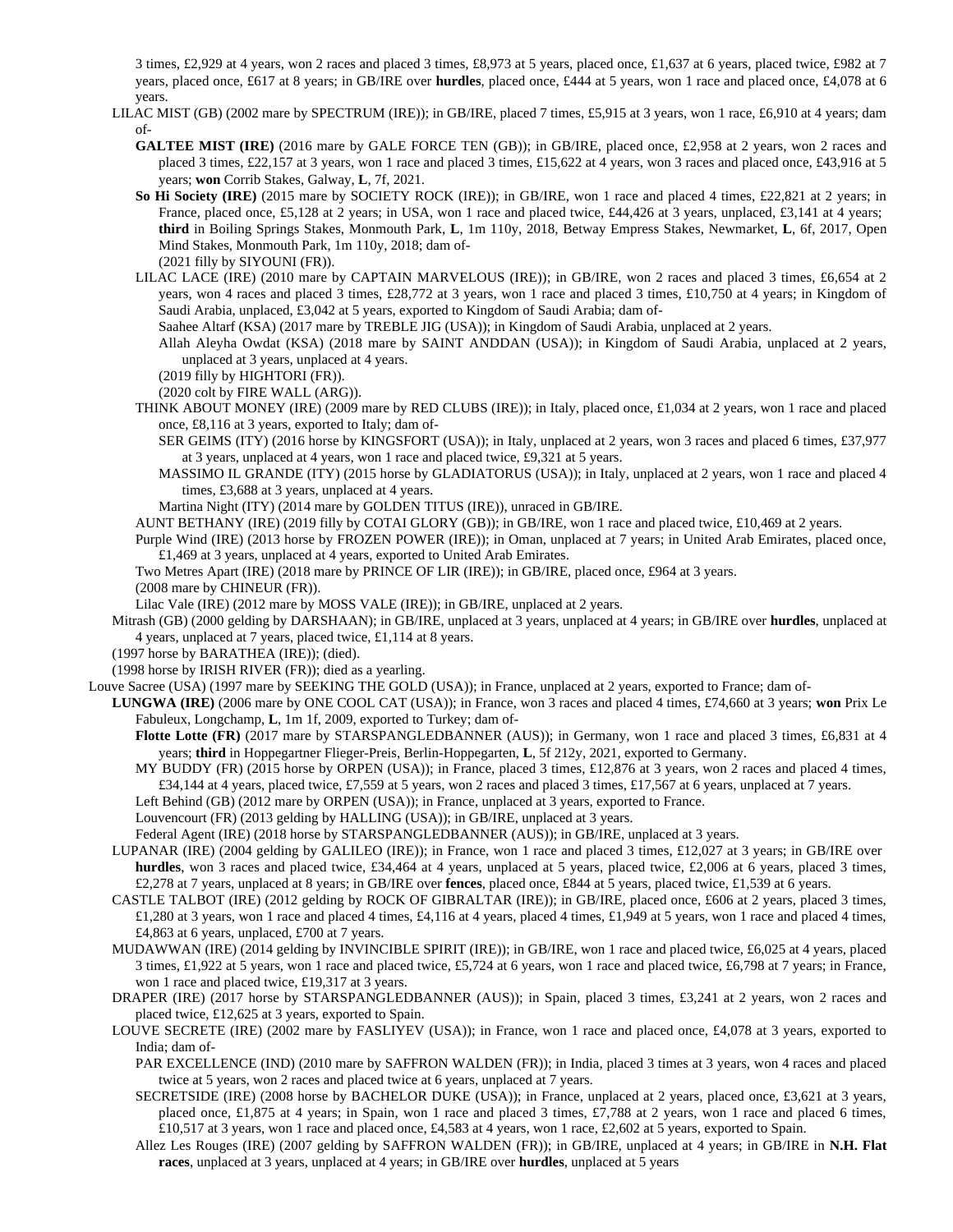3 times, £2,929 at 4 years, won 2 races and placed 3 times, £8,973 at 5 years, placed once, £1,637 at 6 years, placed twice, £982 at 7 years, placed once, £617 at 8 years; in GB/IRE over **hurdles**, placed once, £444 at 5 years, won 1 race and placed once, £4,078 at 6 years.

LILAC MIST (GB) (2002 mare by SPECTRUM (IRE)); in GB/IRE, placed 7 times, £5,915 at 3 years, won 1 race, £6,910 at 4 years; dam of-

**GALTEE MIST (IRE)** (2016 mare by GALE FORCE TEN (GB)); in GB/IRE, placed once, £2,958 at 2 years, won 2 races and placed 3 times, £22,157 at 3 years, won 1 race and placed 3 times, £15,622 at 4 years, won 3 races and placed once, £43,916 at 5 years; **won** Corrib Stakes, Galway, **L**, 7f, 2021.

**So Hi Society (IRE)** (2015 mare by SOCIETY ROCK (IRE)); in GB/IRE, won 1 race and placed 4 times, £22,821 at 2 years; in France, placed once, £5,128 at 2 years; in USA, won 1 race and placed twice, £44,426 at 3 years, unplaced, £3,141 at 4 years; **third** in Boiling Springs Stakes, Monmouth Park, **L**, 1m 110y, 2018, Betway Empress Stakes, Newmarket, **L**, 6f, 2017, Open Mind Stakes, Monmouth Park, 1m 110y, 2018; dam of-

(2021 filly by SIYOUNI (FR)).

LILAC LACE (IRE) (2010 mare by CAPTAIN MARVELOUS (IRE)); in GB/IRE, won 2 races and placed 3 times, £6,654 at 2 years, won 4 races and placed 3 times, £28,772 at 3 years, won 1 race and placed 3 times, £10,750 at 4 years; in Kingdom of Saudi Arabia, unplaced, £3,042 at 5 years, exported to Kingdom of Saudi Arabia; dam of-

Saahee Altarf (KSA) (2017 mare by TREBLE JIG (USA)); in Kingdom of Saudi Arabia, unplaced at 2 years.

Allah Aleyha Owdat (KSA) (2018 mare by SAINT ANDDAN (USA)); in Kingdom of Saudi Arabia, unplaced at 2 years, unplaced at 3 years, unplaced at 4 years.

(2019 filly by HIGHTORI (FR)).

(2020 colt by FIRE WALL (ARG)).

THINK ABOUT MONEY (IRE) (2009 mare by RED CLUBS (IRE)); in Italy, placed once, £1,034 at 2 years, won 1 race and placed once, £8,116 at 3 years, exported to Italy; dam of-

SER GEIMS (ITY) (2016 horse by KINGSFORT (USA)); in Italy, unplaced at 2 years, won 3 races and placed 6 times, £37,977 at 3 years, unplaced at 4 years, won 1 race and placed twice, £9,321 at 5 years.

MASSIMO IL GRANDE (ITY) (2015 horse by GLADIATORUS (USA)); in Italy, unplaced at 2 years, won 1 race and placed 4 times, £3,688 at 3 years, unplaced at 4 years.

Martina Night (ITY) (2014 mare by GOLDEN TITUS (IRE)), unraced in GB/IRE.

AUNT BETHANY (IRE) (2019 filly by COTAI GLORY (GB)); in GB/IRE, won 1 race and placed twice, £10,469 at 2 years.

Purple Wind (IRE) (2013 horse by FROZEN POWER (IRE)); in Oman, unplaced at 7 years; in United Arab Emirates, placed once, £1,469 at 3 years, unplaced at 4 years, exported to United Arab Emirates.

Two Metres Apart (IRE) (2018 mare by PRINCE OF LIR (IRE)); in GB/IRE, placed once, £964 at 3 years.

(2008 mare by CHINEUR (FR)).

Lilac Vale (IRE) (2012 mare by MOSS VALE (IRE)); in GB/IRE, unplaced at 2 years.

Mitrash (GB) (2000 gelding by DARSHAAN); in GB/IRE, unplaced at 3 years, unplaced at 4 years; in GB/IRE over **hurdles**, unplaced at 4 years, unplaced at 7 years, placed twice, £1,114 at 8 years.

(1997 horse by BARATHEA (IRE)); (died).

(1998 horse by IRISH RIVER (FR)); died as a yearling.

Louve Sacree (USA) (1997 mare by SEEKING THE GOLD (USA)); in France, unplaced at 2 years, exported to France; dam of-

**LUNGWA (IRE)** (2006 mare by ONE COOL CAT (USA)); in France, won 3 races and placed 4 times, £74,660 at 3 years; **won** Prix Le Fabuleux, Longchamp, **L**, 1m 1f, 2009, exported to Turkey; dam of-

**Flotte Lotte (FR)** (2017 mare by STARSPANGLEDBANNER (AUS)); in Germany, won 1 race and placed 3 times, £6,831 at 4 years; **third** in Hoppegartner Flieger-Preis, Berlin-Hoppegarten, **L**, 5f 212y, 2021, exported to Germany.

MY BUDDY (FR) (2015 horse by ORPEN (USA)); in France, placed 3 times, £12,876 at 3 years, won 2 races and placed 4 times, £34,144 at 4 years, placed twice, £7,559 at 5 years, won 2 races and placed 3 times, £17,567 at 6 years, unplaced at 7 years.

Left Behind (GB) (2012 mare by ORPEN (USA)); in France, unplaced at 3 years, exported to France.

Louvencourt (FR) (2013 gelding by HALLING (USA)); in GB/IRE, unplaced at 3 years.

Federal Agent (IRE) (2018 horse by STARSPANGLEDBANNER (AUS)); in GB/IRE, unplaced at 3 years.

LUPANAR (IRE) (2004 gelding by GALILEO (IRE)); in France, won 1 race and placed 3 times, £12,027 at 3 years; in GB/IRE over **hurdles**, won 3 races and placed twice, £34,464 at 4 years, unplaced at 5 years, placed twice, £2,006 at 6 years, placed 3 times, £2,278 at 7 years, unplaced at 8 years; in GB/IRE over **fences**, placed once, £844 at 5 years, placed twice, £1,539 at 6 years.

CASTLE TALBOT (IRE) (2012 gelding by ROCK OF GIBRALTAR (IRE)); in GB/IRE, placed once, £606 at 2 years, placed 3 times, £1,280 at 3 years, won 1 race and placed 4 times, £4,116 at 4 years, placed 4 times, £1,949 at 5 years, won 1 race and placed 4 times, £4,863 at 6 years, unplaced, £700 at 7 years.

MUDAWWAN (IRE) (2014 gelding by INVINCIBLE SPIRIT (IRE)); in GB/IRE, won 1 race and placed twice, £6,025 at 4 years, placed 3 times, £1,922 at 5 years, won 1 race and placed twice, £5,724 at 6 years, won 1 race and placed twice, £6,798 at 7 years; in France, won 1 race and placed twice, £19,317 at 3 years.

DRAPER (IRE) (2017 horse by STARSPANGLEDBANNER (AUS)); in Spain, placed 3 times, £3,241 at 2 years, won 2 races and placed twice, £12,625 at 3 years, exported to Spain.

LOUVE SECRETE (IRE) (2002 mare by FASLIYEV (USA)); in France, won 1 race and placed once, £4,078 at 3 years, exported to India; dam of-

PAR EXCELLENCE (IND) (2010 mare by SAFFRON WALDEN (FR)); in India, placed 3 times at 3 years, won 4 races and placed twice at 5 years, won 2 races and placed twice at 6 years, unplaced at 7 years.

SECRETSIDE (IRE) (2008 horse by BACHELOR DUKE (USA)); in France, unplaced at 2 years, placed once, £3,621 at 3 years, placed once, £1,875 at 4 years; in Spain, won 1 race and placed 3 times, £7,788 at 2 years, won 1 race and placed 6 times, £10,517 at 3 years, won 1 race and placed once, £4,583 at 4 years, won 1 race, £2,602 at 5 years, exported to Spain.

Allez Les Rouges (IRE) (2007 gelding by SAFFRON WALDEN (FR)); in GB/IRE, unplaced at 4 years; in GB/IRE in **N.H. Flat races**, unplaced at 3 years, unplaced at 4 years; in GB/IRE over **hurdles**, unplaced at 5 years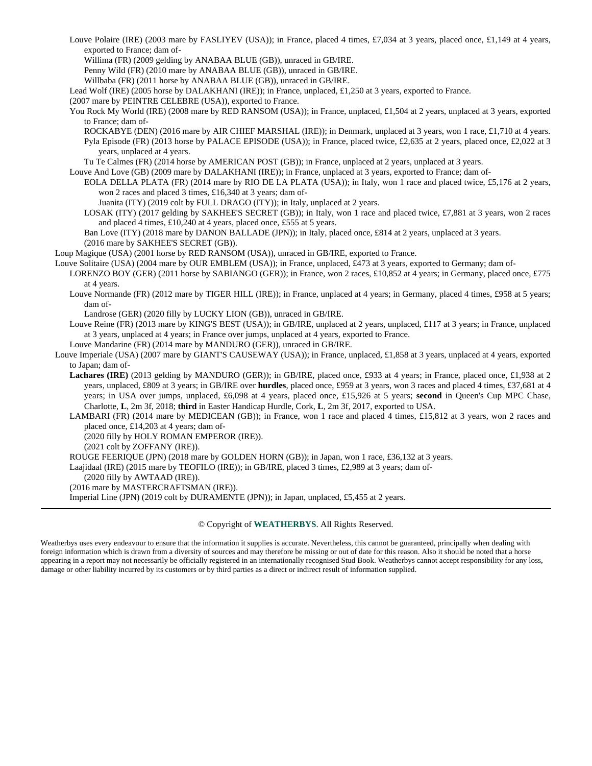Louve Polaire (IRE) (2003 mare by FASLIYEV (USA)); in France, placed 4 times, £7,034 at 3 years, placed once, £1,149 at 4 years, exported to France; dam of-

Willima (FR) (2009 gelding by ANABAA BLUE (GB)), unraced in GB/IRE.

Penny Wild (FR) (2010 mare by ANABAA BLUE (GB)), unraced in GB/IRE.

Willbaba (FR) (2011 horse by ANABAA BLUE (GB)), unraced in GB/IRE.

Lead Wolf (IRE) (2005 horse by DALAKHANI (IRE)); in France, unplaced, £1,250 at 3 years, exported to France.

(2007 mare by PEINTRE CELEBRE (USA)), exported to France.

You Rock My World (IRE) (2008 mare by RED RANSOM (USA)); in France, unplaced, £1,504 at 2 years, unplaced at 3 years, exported to France; dam of-

ROCKABYE (DEN) (2016 mare by AIR CHIEF MARSHAL (IRE)); in Denmark, unplaced at 3 years, won 1 race, £1,710 at 4 years.

Pyla Episode (FR) (2013 horse by PALACE EPISODE (USA)); in France, placed twice, £2,635 at 2 years, placed once, £2,022 at 3 years, unplaced at 4 years.

Tu Te Calmes (FR) (2014 horse by AMERICAN POST (GB)); in France, unplaced at 2 years, unplaced at 3 years.

Louve And Love (GB) (2009 mare by DALAKHANI (IRE)); in France, unplaced at 3 years, exported to France; dam of-

EOLA DELLA PLATA (FR) (2014 mare by RIO DE LA PLATA (USA)); in Italy, won 1 race and placed twice, £5,176 at 2 years, won 2 races and placed 3 times, £16,340 at 3 years; dam of-

Juanita (ITY) (2019 colt by FULL DRAGO (ITY)); in Italy, unplaced at 2 years.

LOSAK (ITY) (2017 gelding by SAKHEE'S SECRET (GB)); in Italy, won 1 race and placed twice, £7,881 at 3 years, won 2 races and placed 4 times, £10,240 at 4 years, placed once, £555 at 5 years.

Ban Love (ITY) (2018 mare by DANON BALLADE (JPN)); in Italy, placed once, £814 at 2 years, unplaced at 3 years.

(2016 mare by SAKHEE'S SECRET (GB)).

Loup Magique (USA) (2001 horse by RED RANSOM (USA)), unraced in GB/IRE, exported to France.

Louve Solitaire (USA) (2004 mare by OUR EMBLEM (USA)); in France, unplaced, £473 at 3 years, exported to Germany; dam of-

LORENZO BOY (GER) (2011 horse by SABIANGO (GER)); in France, won 2 races, £10,852 at 4 years; in Germany, placed once, £775 at 4 years.

Louve Normande (FR) (2012 mare by TIGER HILL (IRE)); in France, unplaced at 4 years; in Germany, placed 4 times, £958 at 5 years; dam of-

Landrose (GER) (2020 filly by LUCKY LION (GB)), unraced in GB/IRE.

Louve Reine (FR) (2013 mare by KING'S BEST (USA)); in GB/IRE, unplaced at 2 years, unplaced, £117 at 3 years; in France, unplaced at 3 years, unplaced at 4 years; in France over jumps, unplaced at 4 years, exported to France.

Louve Mandarine (FR) (2014 mare by MANDURO (GER)), unraced in GB/IRE.

Louve Imperiale (USA) (2007 mare by GIANT'S CAUSEWAY (USA)); in France, unplaced, £1,858 at 3 years, unplaced at 4 years, exported to Japan; dam of-

**Lachares (IRE)** (2013 gelding by MANDURO (GER)); in GB/IRE, placed once, £933 at 4 years; in France, placed once, £1,938 at 2 years, unplaced, £809 at 3 years; in GB/IRE over **hurdles**, placed once, £959 at 3 years, won 3 races and placed 4 times, £37,681 at 4 years; in USA over jumps, unplaced, £6,098 at 4 years, placed once, £15,926 at 5 years; **second** in Queen's Cup MPC Chase, Charlotte, **L**, 2m 3f, 2018; **third** in Easter Handicap Hurdle, Cork, **L**, 2m 3f, 2017, exported to USA.

LAMBARI (FR) (2014 mare by MEDICEAN (GB)); in France, won 1 race and placed 4 times, £15,812 at 3 years, won 2 races and placed once, £14,203 at 4 years; dam of-

(2020 filly by HOLY ROMAN EMPEROR (IRE)).

(2021 colt by ZOFFANY (IRE)).

ROUGE FEERIQUE (JPN) (2018 mare by GOLDEN HORN (GB)); in Japan, won 1 race, £36,132 at 3 years.

Laajidaal (IRE) (2015 mare by TEOFILO (IRE)); in GB/IRE, placed 3 times, £2,989 at 3 years; dam of-

(2020 filly by AWTAAD (IRE)).

(2016 mare by MASTERCRAFTSMAN (IRE)).

Imperial Line (JPN) (2019 colt by DURAMENTE (JPN)); in Japan, unplaced, £5,455 at 2 years.

---

© Copyright of **WEATHERBYS**. All Rights Reserved.

Weatherbys uses every endeavour to ensure that the information it supplies is accurate. Nevertheless, this cannot be guaranteed, principally when dealing with foreign information which is drawn from a diversity of sources and may therefore be missing or out of date for this reason. Also it should be noted that a horse appearing in a report may not necessarily be officially registered in an internationally recognised Stud Book. Weatherbys cannot accept responsibility for any loss, damage or other liability incurred by its customers or by third parties as a direct or indirect result of information supplied.